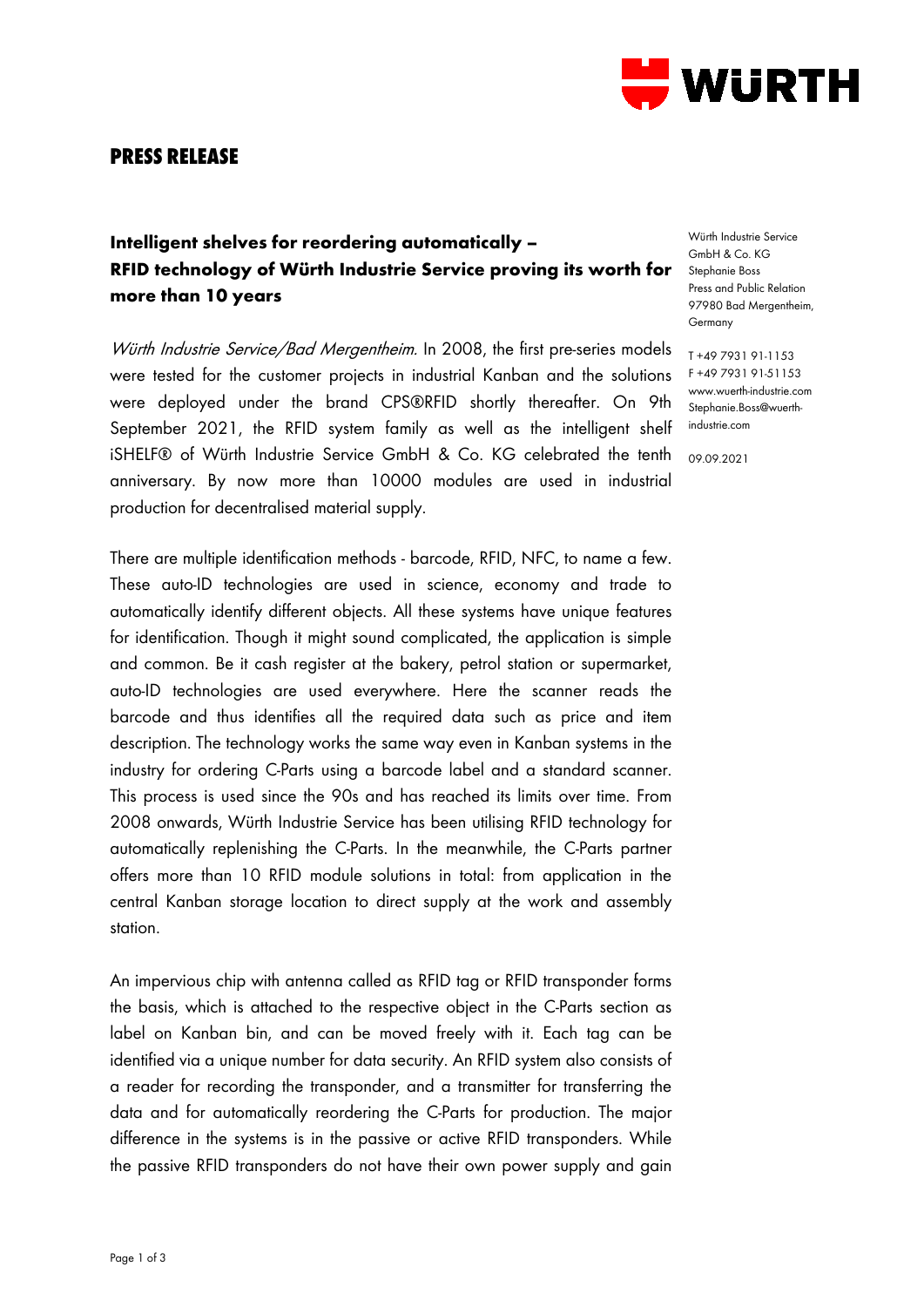# PRESS RELEASE

## Intelligent shelves for reordering automatically – RFID technology of Würth Industrie Service proving its worth for more than 10 years

Würth Industrie Service GmbH & Co. KG
Stephanie Boss
Press and Public Relation
97980 Bad Mergentheim, Germany

T +49 7931 91-1153
F +49 7931 91-51153
www.wuerth-industrie.com
Stephanie.Boss@wuerth-industrie.com

09.09.2021

*Würth Industrie Service/Bad Mergentheim.* In 2008, the first pre-series models were tested for the customer projects in industrial Kanban and the solutions were deployed under the brand CPS®RFID shortly thereafter. On 9th September 2021, the RFID system family as well as the intelligent shelf iSHELF® of Würth Industrie Service GmbH & Co. KG celebrated the tenth anniversary. By now more than 10000 modules are used in industrial production for decentralised material supply.

There are multiple identification methods - barcode, RFID, NFC, to name a few. These auto-ID technologies are used in science, economy and trade to automatically identify different objects. All these systems have unique features for identification. Though it might sound complicated, the application is simple and common. Be it cash register at the bakery, petrol station or supermarket, auto-ID technologies are used everywhere. Here the scanner reads the barcode and thus identifies all the required data such as price and item description. The technology works the same way even in Kanban systems in the industry for ordering C-Parts using a barcode label and a standard scanner. This process is used since the 90s and has reached its limits over time. From 2008 onwards, Würth Industrie Service has been utilising RFID technology for automatically replenishing the C-Parts. In the meanwhile, the C-Parts partner offers more than 10 RFID module solutions in total: from application in the central Kanban storage location to direct supply at the work and assembly station.

An impervious chip with antenna called as RFID tag or RFID transponder forms the basis, which is attached to the respective object in the C-Parts section as label on Kanban bin, and can be moved freely with it. Each tag can be identified via a unique number for data security. An RFID system also consists of a reader for recording the transponder, and a transmitter for transferring the data and for automatically reordering the C-Parts for production. The major difference in the systems is in the passive or active RFID transponders. While the passive RFID transponders do not have their own power supply and gain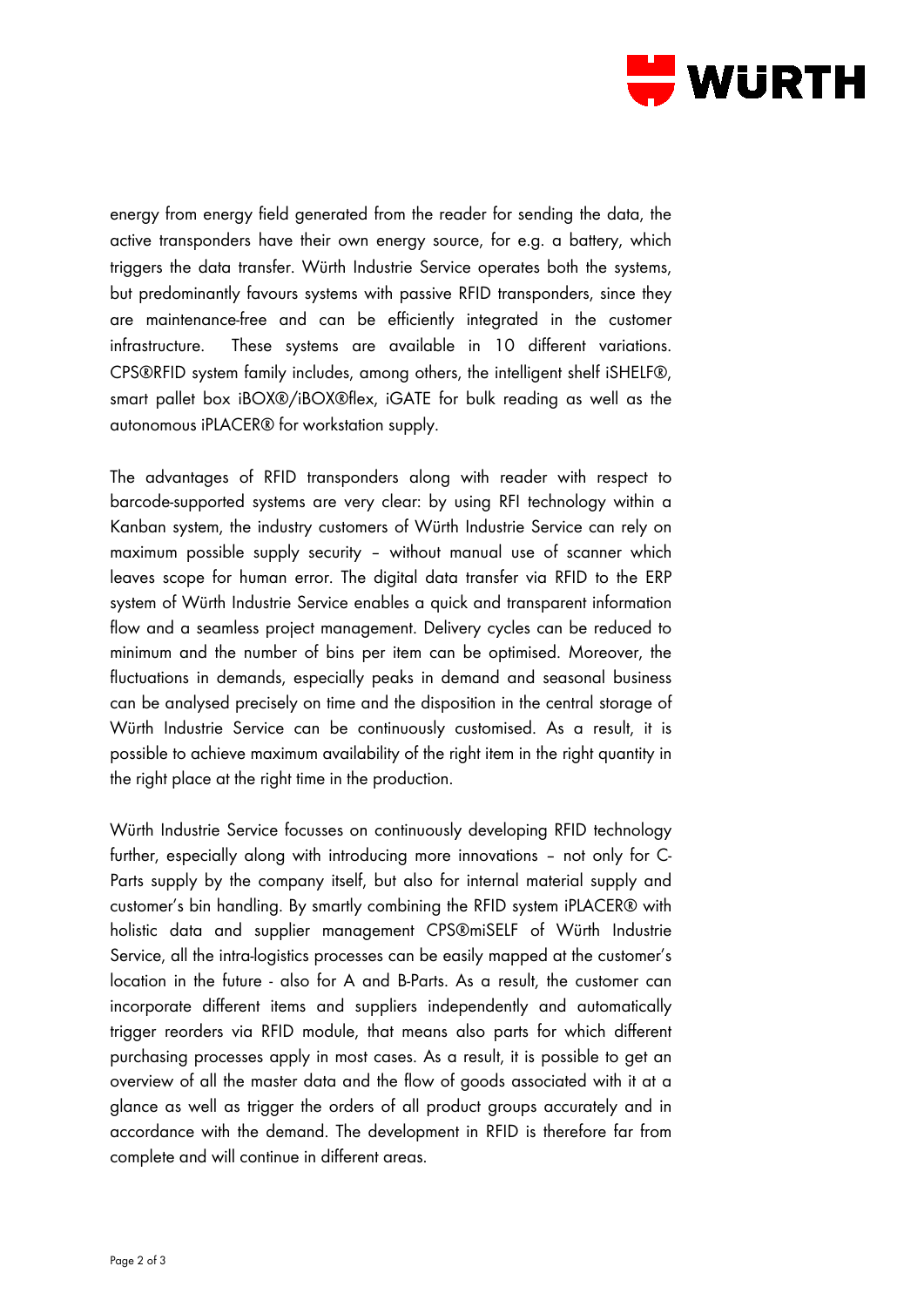energy from energy field generated from the reader for sending the data, the active transponders have their own energy source, for e.g. a battery, which triggers the data transfer. Würth Industrie Service operates both the systems, but predominantly favours systems with passive RFID transponders, since they are maintenance-free and can be efficiently integrated in the customer infrastructure. These systems are available in 10 different variations. CPS®RFID system family includes, among others, the intelligent shelf iSHELF®, smart pallet box iBOX®/iBOX®flex, iGATE for bulk reading as well as the autonomous iPLACER® for workstation supply.

The advantages of RFID transponders along with reader with respect to barcode-supported systems are very clear: by using RFI technology within a Kanban system, the industry customers of Würth Industrie Service can rely on maximum possible supply security – without manual use of scanner which leaves scope for human error. The digital data transfer via RFID to the ERP system of Würth Industrie Service enables a quick and transparent information flow and a seamless project management. Delivery cycles can be reduced to minimum and the number of bins per item can be optimised. Moreover, the fluctuations in demands, especially peaks in demand and seasonal business can be analysed precisely on time and the disposition in the central storage of Würth Industrie Service can be continuously customised. As a result, it is possible to achieve maximum availability of the right item in the right quantity in the right place at the right time in the production.

Würth Industrie Service focusses on continuously developing RFID technology further, especially along with introducing more innovations – not only for C-Parts supply by the company itself, but also for internal material supply and customer's bin handling. By smartly combining the RFID system iPLACER® with holistic data and supplier management CPS®miSELF of Würth Industrie Service, all the intra-logistics processes can be easily mapped at the customer's location in the future - also for A and B-Parts. As a result, the customer can incorporate different items and suppliers independently and automatically trigger reorders via RFID module, that means also parts for which different purchasing processes apply in most cases. As a result, it is possible to get an overview of all the master data and the flow of goods associated with it at a glance as well as trigger the orders of all product groups accurately and in accordance with the demand. The development in RFID is therefore far from complete and will continue in different areas.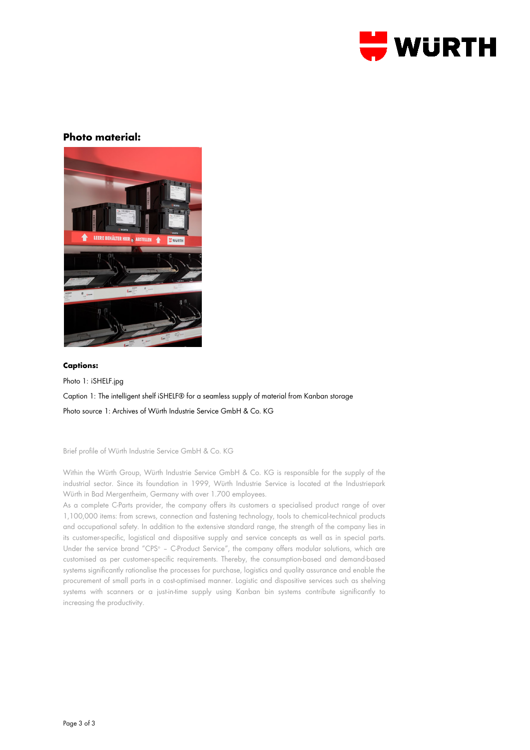## Photo material:

**Captions:**

Photo 1: iSHELF.jpg

Caption 1: The intelligent shelf iSHELF® for a seamless supply of material from Kanban storage

Photo source 1: Archives of Würth Industrie Service GmbH & Co. KG

Brief profile of Würth Industrie Service GmbH & Co. KG

Within the Würth Group, Würth Industrie Service GmbH & Co. KG is responsible for the supply of the industrial sector. Since its foundation in 1999, Würth Industrie Service is located at the Industriepark Würth in Bad Mergentheim, Germany with over 1.700 employees.
As a complete C-Parts provider, the company offers its customers a specialised product range of over 1,100,000 items: from screws, connection and fastening technology, tools to chemical-technical products and occupational safety. In addition to the extensive standard range, the strength of the company lies in its customer-specific, logistical and dispositive supply and service concepts as well as in special parts. Under the service brand "CPS® – C-Product Service", the company offers modular solutions, which are customised as per customer-specific requirements. Thereby, the consumption-based and demand-based systems significantly rationalise the processes for purchase, logistics and quality assurance and enable the procurement of small parts in a cost-optimised manner. Logistic and dispositive services such as shelving systems with scanners or a just-in-time supply using Kanban bin systems contribute significantly to increasing the productivity.